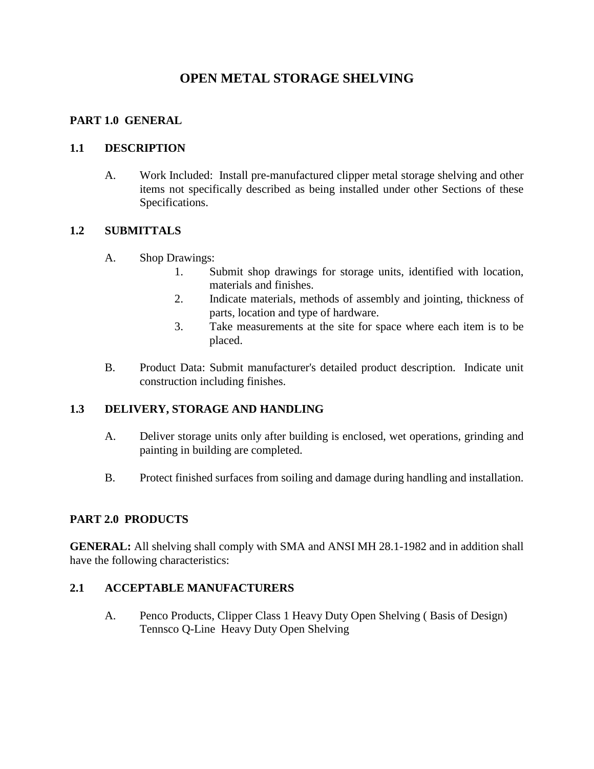# OPEN METAL STORAGE SHELVING

## PART 1.0 GENERAL

### 1.1 DESCRIPTION

A. Work Included: Install pre-manufactured clipper metal storage shelving and other items not specifically described as being installed under other Sections of these Specifications.

### 1.2 SUBMITTALS

A. Shop Drawings:
   1. Submit shop drawings for storage units, identified with location, materials and finishes.
   2. Indicate materials, methods of assembly and jointing, thickness of parts, location and type of hardware.
   3. Take measurements at the site for space where each item is to be placed.

B. Product Data: Submit manufacturer's detailed product description. Indicate unit construction including finishes.

### 1.3 DELIVERY, STORAGE AND HANDLING

A. Deliver storage units only after building is enclosed, wet operations, grinding and painting in building are completed.

B. Protect finished surfaces from soiling and damage during handling and installation.

## PART 2.0 PRODUCTS

**GENERAL:** All shelving shall comply with SMA and ANSI MH 28.1-1982 and in addition shall have the following characteristics:

### 2.1 ACCEPTABLE MANUFACTURERS

A. Penco Products, Clipper Class 1 Heavy Duty Open Shelving ( Basis of Design)
   Tennsco Q-Line Heavy Duty Open Shelving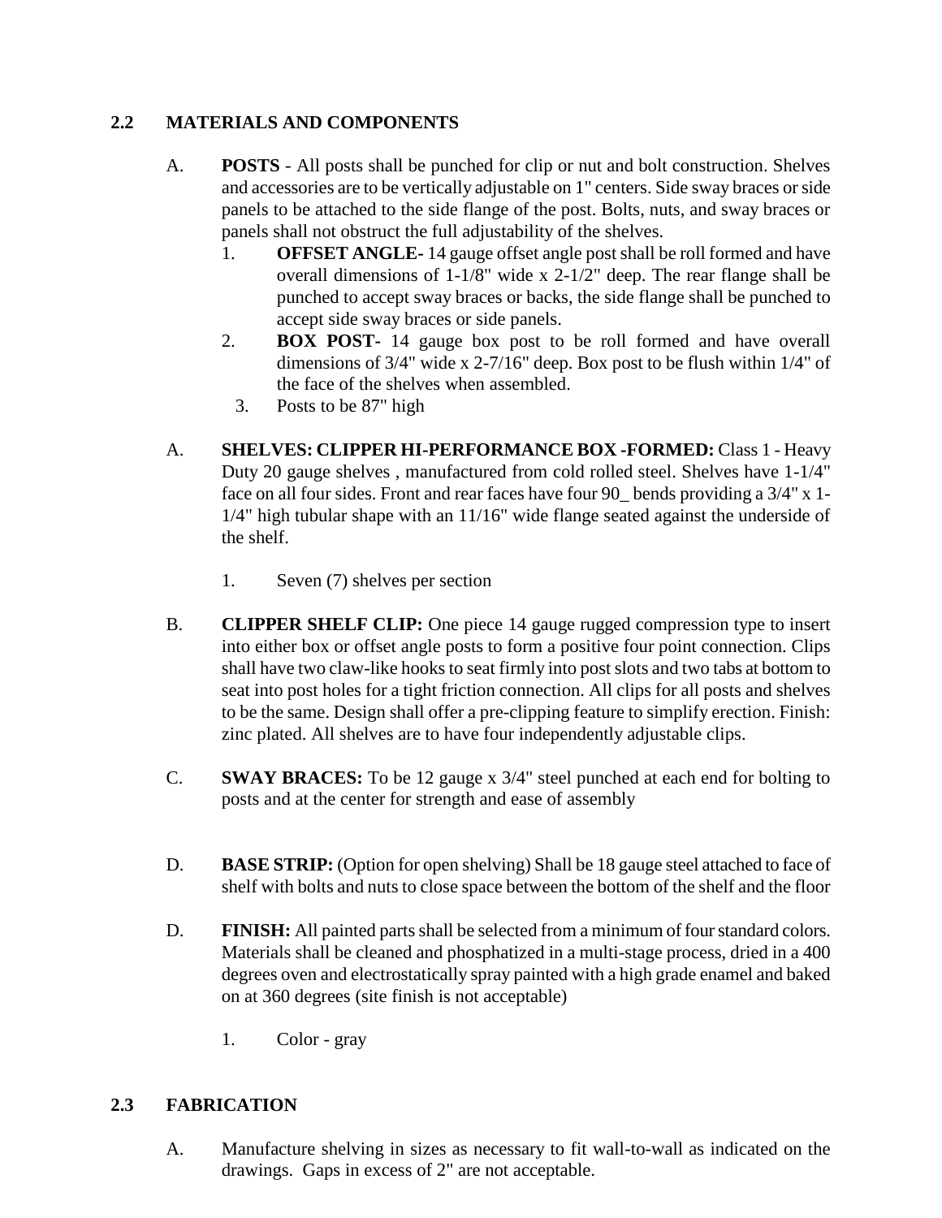## 2.2 MATERIALS AND COMPONENTS

A. **POSTS** - All posts shall be punched for clip or nut and bolt construction. Shelves and accessories are to be vertically adjustable on 1" centers. Side sway braces or side panels to be attached to the side flange of the post. Bolts, nuts, and sway braces or panels shall not obstruct the full adjustability of the shelves.

1. **OFFSET ANGLE-** 14 gauge offset angle post shall be roll formed and have overall dimensions of 1-1/8" wide x 2-1/2" deep. The rear flange shall be punched to accept sway braces or backs, the side flange shall be punched to accept side sway braces or side panels.
2. **BOX POST-** 14 gauge box post to be roll formed and have overall dimensions of 3/4" wide x 2-7/16" deep. Box post to be flush within 1/4" of the face of the shelves when assembled.
3. Posts to be 87" high

A. **SHELVES: CLIPPER HI-PERFORMANCE BOX -FORMED:** Class 1 - Heavy Duty 20 gauge shelves , manufactured from cold rolled steel. Shelves have 1-1/4" face on all four sides. Front and rear faces have four 90_ bends providing a 3/4" x 1-1/4" high tubular shape with an 11/16" wide flange seated against the underside of the shelf.

1. Seven (7) shelves per section

B. **CLIPPER SHELF CLIP:** One piece 14 gauge rugged compression type to insert into either box or offset angle posts to form a positive four point connection. Clips shall have two claw-like hooks to seat firmly into post slots and two tabs at bottom to seat into post holes for a tight friction connection. All clips for all posts and shelves to be the same. Design shall offer a pre-clipping feature to simplify erection. Finish: zinc plated. All shelves are to have four independently adjustable clips.

C. **SWAY BRACES:** To be 12 gauge x 3/4" steel punched at each end for bolting to posts and at the center for strength and ease of assembly

D. **BASE STRIP:** (Option for open shelving) Shall be 18 gauge steel attached to face of shelf with bolts and nuts to close space between the bottom of the shelf and the floor

D. **FINISH:** All painted parts shall be selected from a minimum of four standard colors. Materials shall be cleaned and phosphatized in a multi-stage process, dried in a 400 degrees oven and electrostatically spray painted with a high grade enamel and baked on at 360 degrees (site finish is not acceptable)

1. Color - gray

## 2.3 FABRICATION

A. Manufacture shelving in sizes as necessary to fit wall-to-wall as indicated on the drawings. Gaps in excess of 2" are not acceptable.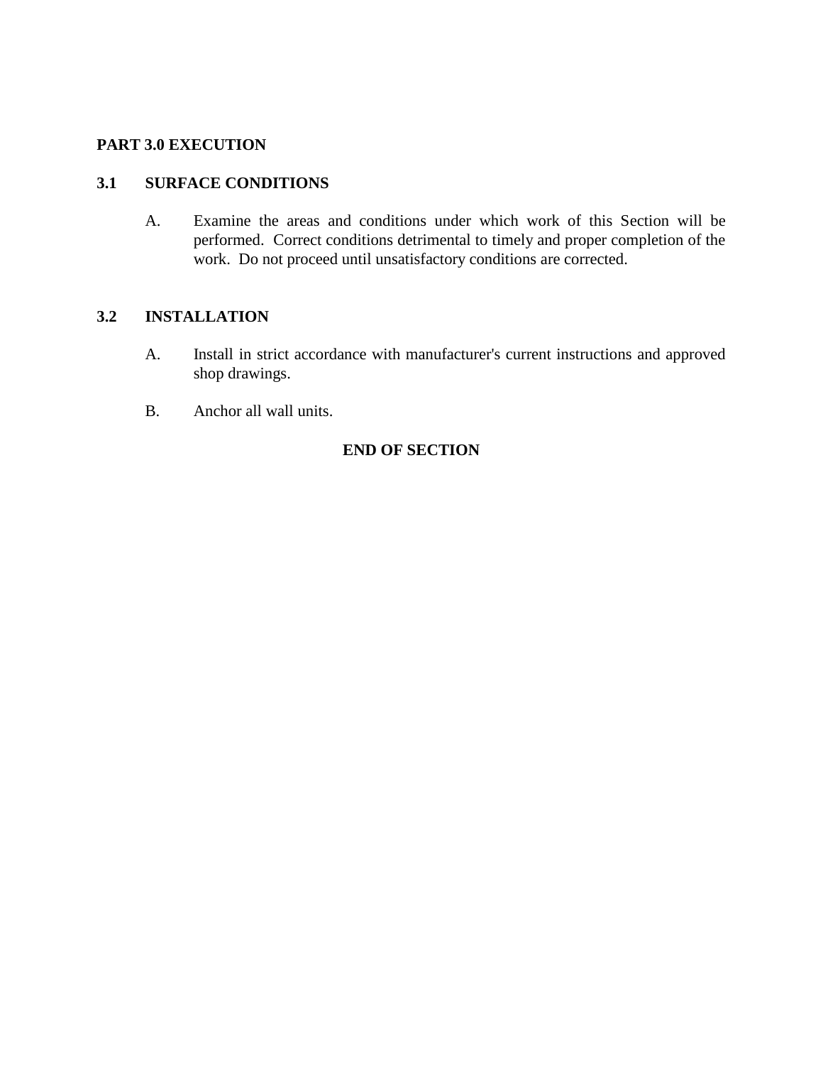**PART 3.0 EXECUTION**

**3.1 SURFACE CONDITIONS**

A. Examine the areas and conditions under which work of this Section will be performed. Correct conditions detrimental to timely and proper completion of the work. Do not proceed until unsatisfactory conditions are corrected.

**3.2 INSTALLATION**

A. Install in strict accordance with manufacturer's current instructions and approved shop drawings.

B. Anchor all wall units.

**END OF SECTION**